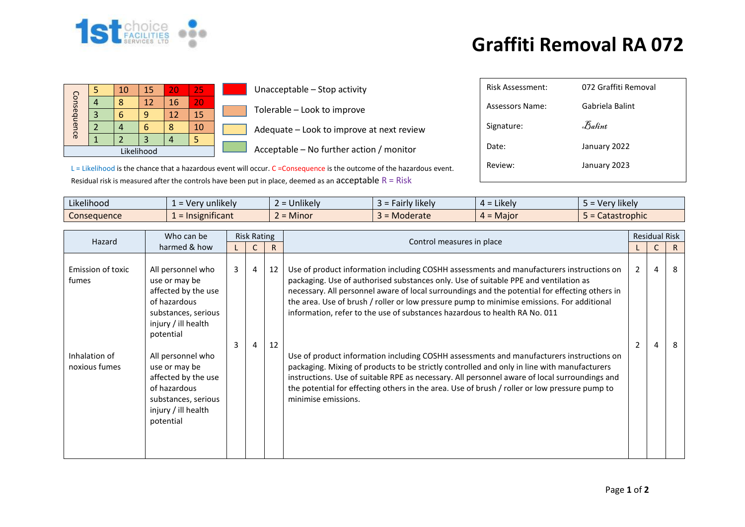# Graffiti Removal RA 072

| Consequence | | | | | |
|---|---|---|---|---|---|
| | 5 | 10 | 15 | 20 | 25 |
| | 4 | 8 | 12 | 16 | 20 |
| | 3 | 6 | 9 | 12 | 15 |
| | 2 | 4 | 6 | 8 | 10 |
| | 1 | 2 | 3 | 4 | 5 |
| Likelihood | | | | | |

- Unacceptable – Stop activity
- Tolerable – Look to improve
- Adequate – Look to improve at next review
- Acceptable – No further action / monitor

L = Likelihood is the chance that a hazardous event will occur. C =Consequence is the outcome of the hazardous event. Residual risk is measured after the controls have been put in place, deemed as an acceptable R = Risk

| | |
|---|---|
| Risk Assessment: | 072 Graffiti Removal |
| Assessors Name: | Gabriela Balint |
| Signature: | Balint |
| Date: | January 2022 |
| Review: | January 2023 |

| | | | | | |
|---|---|---|---|---|---|
| Likelihood | 1 = Very unlikely | 2 = Unlikely | 3 = Fairly likely | 4 = Likely | 5 = Very likely |
| Consequence | 1 = Insignificant | 2 = Minor | 3 = Moderate | 4 = Major | 5 = Catastrophic |

| Hazard | Who can be harmed & how | Risk Rating L | C | R | Control measures in place | Residual Risk L | C | R |
|---|---|---|---|---|---|---|---|---|
| Emission of toxic fumes | All personnel who use or may be affected by the use of hazardous substances, serious injury / ill health potential | 3 | 4 | 12 | Use of product information including COSHH assessments and manufacturers instructions on packaging. Use of authorised substances only. Use of suitable PPE and ventilation as necessary. All personnel aware of local surroundings and the potential for effecting others in the area. Use of brush / roller or low pressure pump to minimise emissions. For additional information, refer to the use of substances hazardous to health RA No. 011 | 2 | 4 | 8 |
| Inhalation of noxious fumes | All personnel who use or may be affected by the use of hazardous substances, serious injury / ill health potential | 3 | 4 | 12 | Use of product information including COSHH assessments and manufacturers instructions on packaging. Mixing of products to be strictly controlled and only in line with manufacturers instructions. Use of suitable RPE as necessary. All personnel aware of local surroundings and the potential for effecting others in the area. Use of brush / roller or low pressure pump to minimise emissions. | 2 | 4 | 8 |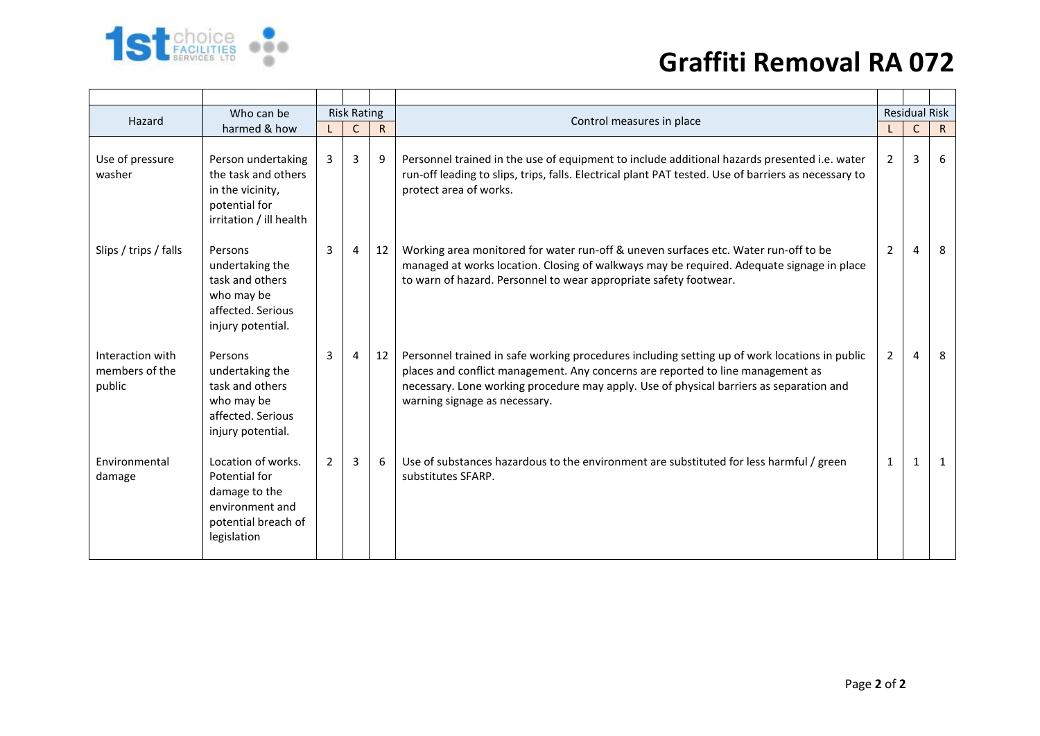# Graffiti Removal RA 072

| Hazard | Who can be harmed & how | Risk Rating | | | Control measures in place | Residual Risk | | |
|---|---|---|---|---|---|---|---|---|
| | | L | C | R | | L | C | R |
| Use of pressure washer | Person undertaking the task and others in the vicinity, potential for irritation / ill health | 3 | 3 | 9 | Personnel trained in the use of equipment to include additional hazards presented i.e. water run-off leading to slips, trips, falls. Electrical plant PAT tested. Use of barriers as necessary to protect area of works. | 2 | 3 | 6 |
| Slips / trips / falls | Persons undertaking the task and others who may be affected. Serious injury potential. | 3 | 4 | 12 | Working area monitored for water run-off & uneven surfaces etc. Water run-off to be managed at works location. Closing of walkways may be required. Adequate signage in place to warn of hazard. Personnel to wear appropriate safety footwear. | 2 | 4 | 8 |
| Interaction with members of the public | Persons undertaking the task and others who may be affected. Serious injury potential. | 3 | 4 | 12 | Personnel trained in safe working procedures including setting up of work locations in public places and conflict management. Any concerns are reported to line management as necessary. Lone working procedure may apply. Use of physical barriers as separation and warning signage as necessary. | 2 | 4 | 8 |
| Environmental damage | Location of works. Potential for damage to the environment and potential breach of legislation | 2 | 3 | 6 | Use of substances hazardous to the environment are substituted for less harmful / green substitutes SFARP. | 1 | 1 | 1 |